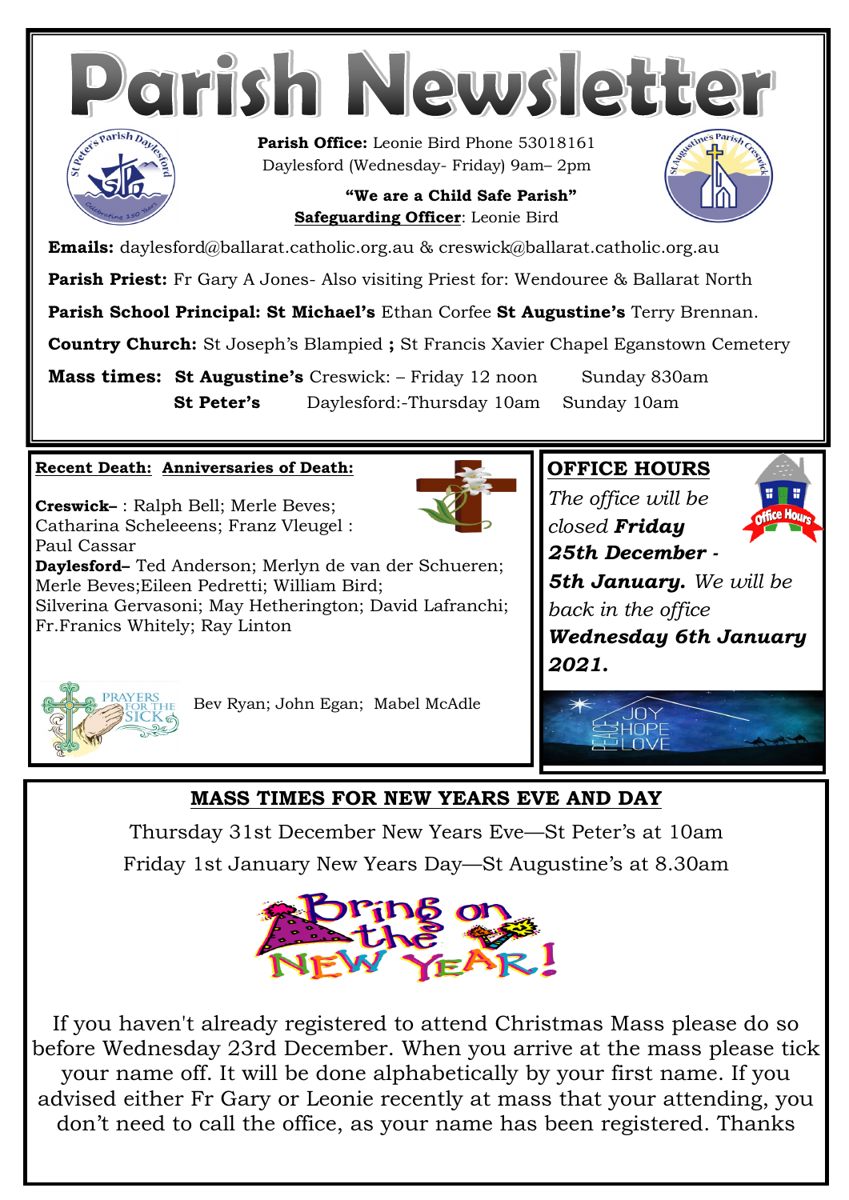# Parish Newsletter

**Parish Office:** Leonie Bird Phone 53018161
Daylesford (Wednesday- Friday) 9am– 2pm

**"We are a Child Safe Parish"**
**Safeguarding Officer**: Leonie Bird

**Emails:** daylesford@ballarat.catholic.org.au & creswick@ballarat.catholic.org.au

**Parish Priest:** Fr Gary A Jones- Also visiting Priest for: Wendouree & Ballarat North

**Parish School Principal: St Michael's** Ethan Corfee **St Augustine's** Terry Brennan.

**Country Church:** St Joseph's Blampied **;** St Francis Xavier Chapel Eganstown Cemetery

**Mass times:** **St Augustine's** Creswick: – Friday 12 noon Sunday 830am
**St Peter's** Daylesford:-Thursday 10am Sunday 10am

**Recent Death:** **Anniversaries of Death:**

**Creswick–** : Ralph Bell; Merle Beves; Catharina Scheleeens; Franz Vleugel : Paul Cassar
**Daylesford–** Ted Anderson; Merlyn de van der Schueren; Merle Beves;Eileen Pedretti; William Bird; Silverina Gervasoni; May Hetherington; David Lafranchi; Fr.Franics Whitely; Ray Linton

PRAYERS FOR THE SICK

Bev Ryan; John Egan; Mabel McAdle

## OFFICE HOURS

*The office will be closed* ***Friday 25th December - 5th January.*** *We will be back in the office* ***Wednesday 6th January 2021.***

PEACE JOY HOPE LOVE

## MASS TIMES FOR NEW YEARS EVE AND DAY

Thursday 31st December New Years Eve—St Peter's at 10am

Friday 1st January New Years Day—St Augustine's at 8.30am

Bring on the NEW YEAR!

If you haven't already registered to attend Christmas Mass please do so before Wednesday 23rd December. When you arrive at the mass please tick your name off. It will be done alphabetically by your first name. If you advised either Fr Gary or Leonie recently at mass that your attending, you don't need to call the office, as your name has been registered. Thanks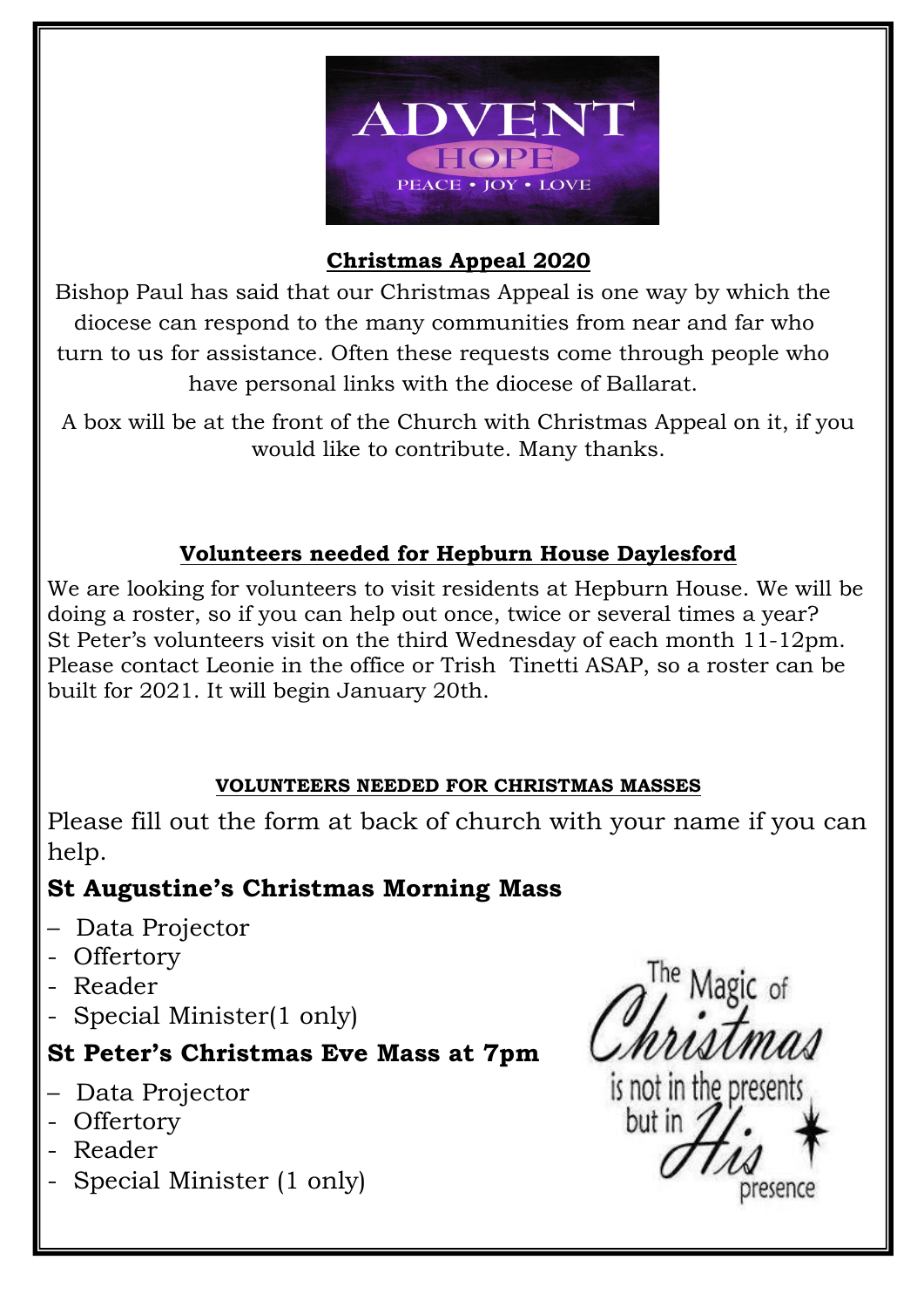ADVENT

HOPE

PEACE • JOY • LOVE

## Christmas Appeal 2020

Bishop Paul has said that our Christmas Appeal is one way by which the diocese can respond to the many communities from near and far who turn to us for assistance. Often these requests come through people who have personal links with the diocese of Ballarat.

A box will be at the front of the Church with Christmas Appeal on it, if you would like to contribute. Many thanks.

## Volunteers needed for Hepburn House Daylesford

We are looking for volunteers to visit residents at Hepburn House. We will be doing a roster, so if you can help out once, twice or several times a year? St Peter's volunteers visit on the third Wednesday of each month 11-12pm. Please contact Leonie in the office or Trish Tinetti ASAP, so a roster can be built for 2021. It will begin January 20th.

## VOLUNTEERS NEEDED FOR CHRISTMAS MASSES

Please fill out the form at back of church with your name if you can help.

### St Augustine's Christmas Morning Mass

- Data Projector
- Offertory
- Reader
- Special Minister(1 only)

### St Peter's Christmas Eve Mass at 7pm

- Data Projector
- Offertory
- Reader
- Special Minister (1 only)

The Magic of Christmas is not in the presents but in His presence